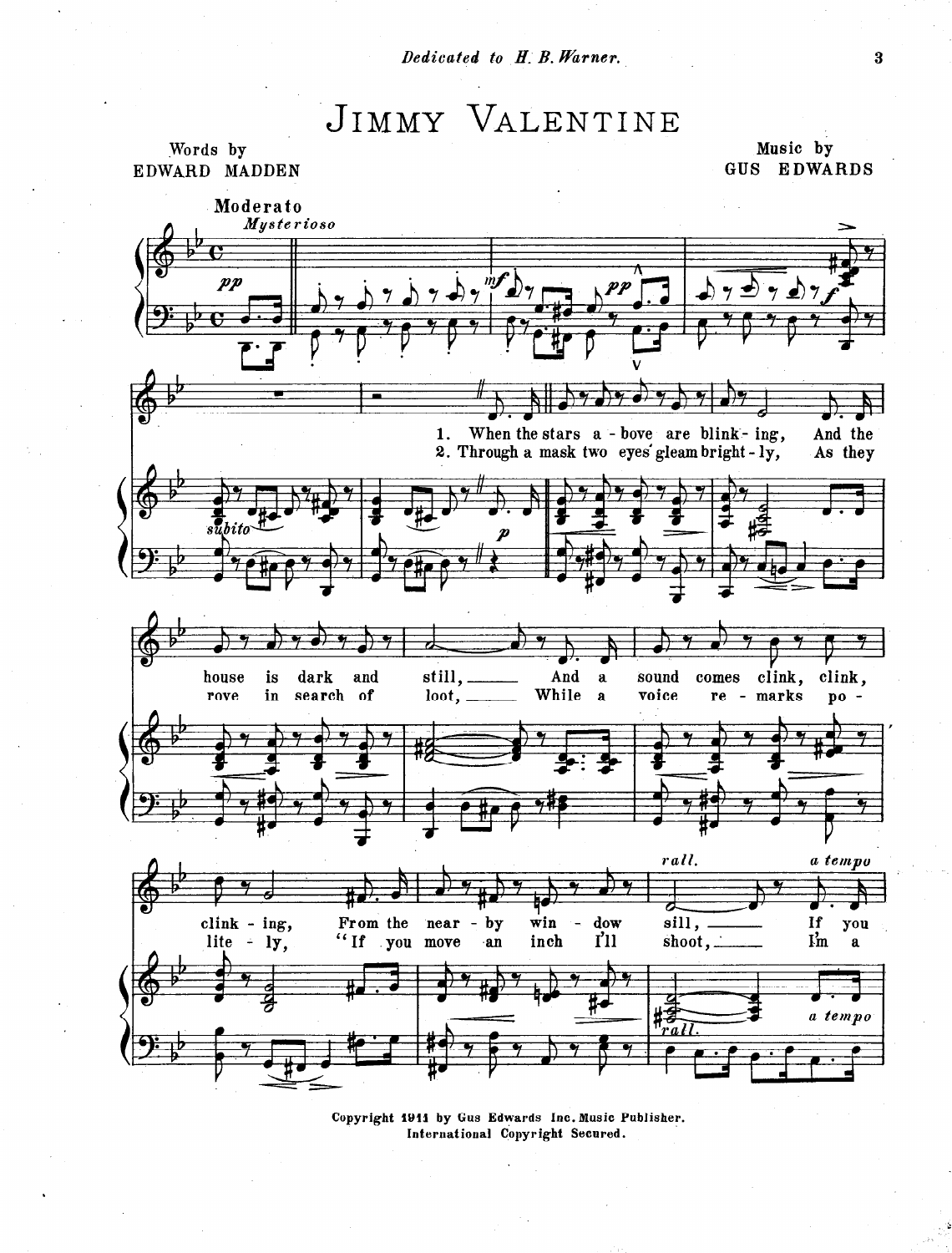*Dedicated to H. B. Warner.*

# Jimmy Valentine

Words by
EDWARD MADDEN

Music by
GUS EDWARDS

Moderato
*Mysterioso*

1. When the stars a - bove are blink - ing, And the house is dark and still, And a sound comes clink, clink, clink - ing, From the near - by win - dow sill, If you
2. Through a mask two eyes gleam bright - ly, As they rove in search of loot, While a voice re - marks po - lite - ly, "If you move an inch I'll shoot, I'm a

Copyright 1911 by Gus Edwards Inc. Music Publisher.
International Copyright Secured.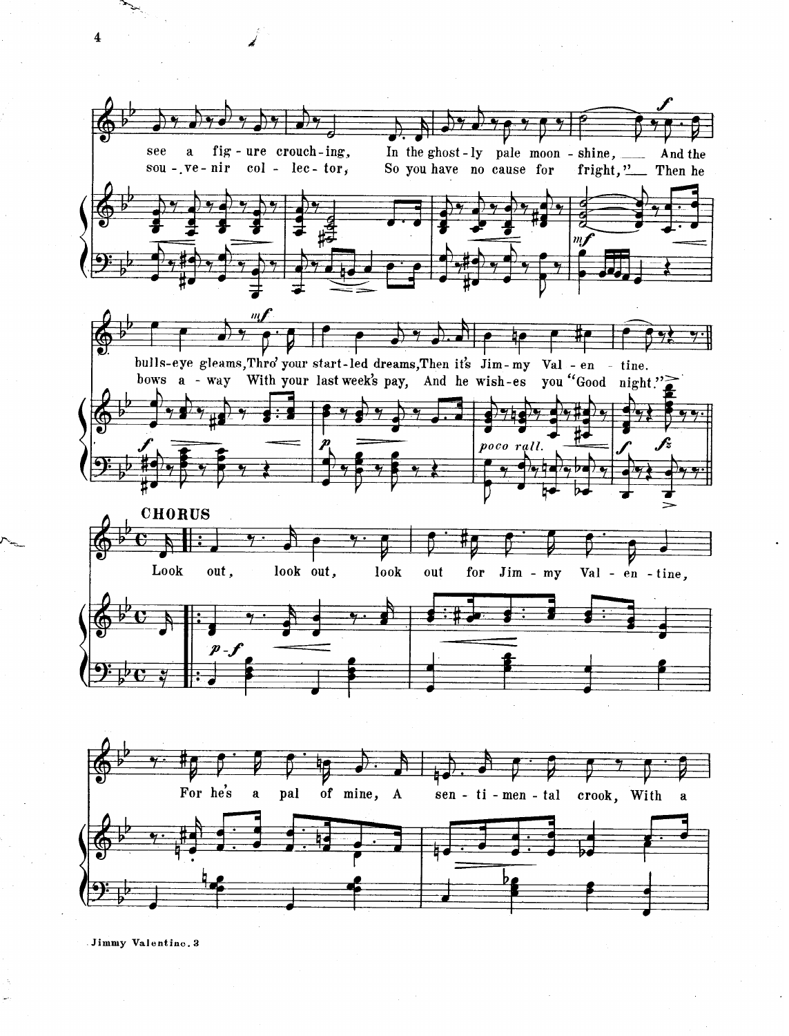see a fig - ure crouch - ing, In the ghost - ly pale moon - shine, And the
sou - . ve - nir col - lec - tor, So you have no cause for fright," Then he

bulls - eye gleams, Thro' your start - led dreams, Then it's Jim - my Val - en - tine.
bows a - way With your last week's pay, And he wish - es you "Good night."

**CHORUS**

Look out, look out, look out for Jim - my Val - en - tine,

For he's a pal of mine, A sen - ti - men - tal crook, With a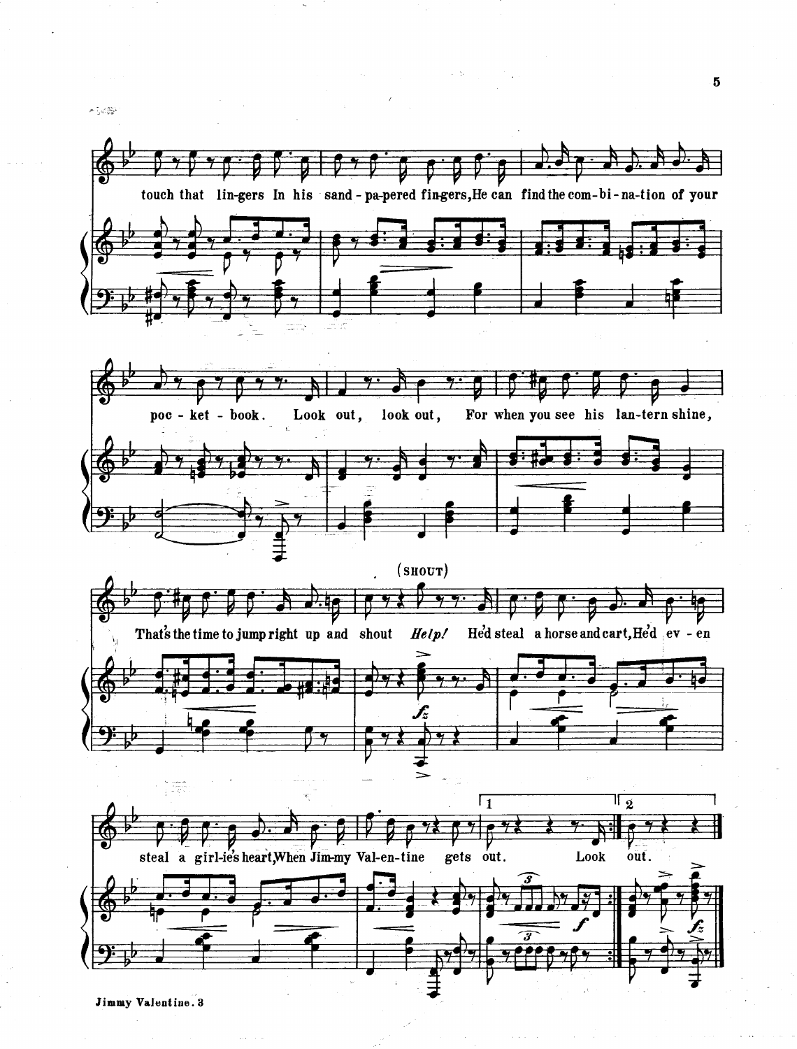touch that lin-gers In his sand-pa-pered fin-gers, He can find the com-bi-na-tion of your

poc-ket-book. Look out, look out, For when you see his lan-tern shine,

(SHOUT)

That's the time to jump right up and shout *Help!* He'd steal a horse and cart, He'd ev-en

steal a girl-ie's heart, When Jim-my Val-en-tine gets out. Look out.